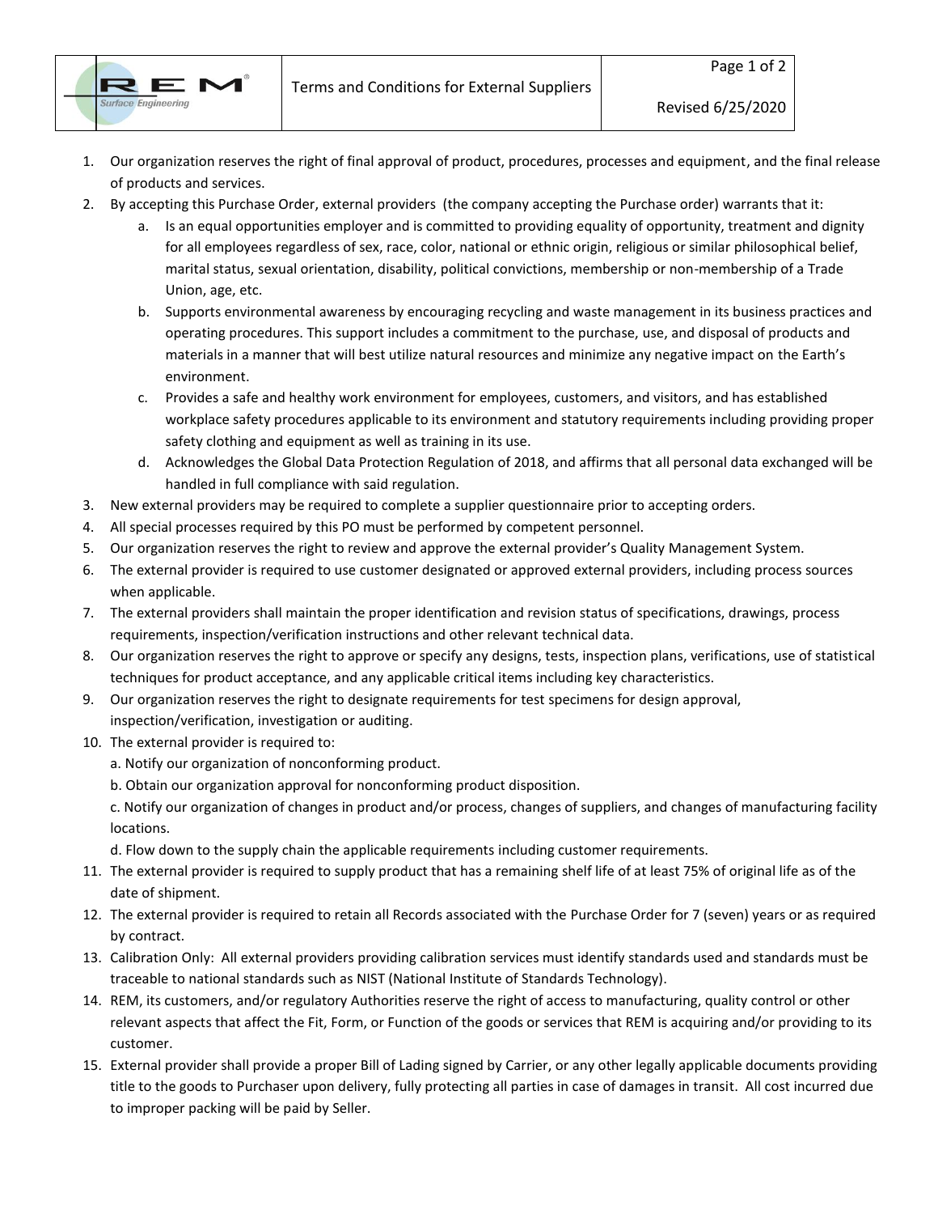# Terms and Conditions for External Suppliers

Revised 6/25/2020

1. Our organization reserves the right of final approval of product, procedures, processes and equipment, and the final release of products and services.
2. By accepting this Purchase Order, external providers (the company accepting the Purchase order) warrants that it:
   a. Is an equal opportunities employer and is committed to providing equality of opportunity, treatment and dignity for all employees regardless of sex, race, color, national or ethnic origin, religious or similar philosophical belief, marital status, sexual orientation, disability, political convictions, membership or non-membership of a Trade Union, age, etc.
   b. Supports environmental awareness by encouraging recycling and waste management in its business practices and operating procedures. This support includes a commitment to the purchase, use, and disposal of products and materials in a manner that will best utilize natural resources and minimize any negative impact on the Earth's environment.
   c. Provides a safe and healthy work environment for employees, customers, and visitors, and has established workplace safety procedures applicable to its environment and statutory requirements including providing proper safety clothing and equipment as well as training in its use.
   d. Acknowledges the Global Data Protection Regulation of 2018, and affirms that all personal data exchanged will be handled in full compliance with said regulation.
3. New external providers may be required to complete a supplier questionnaire prior to accepting orders.
4. All special processes required by this PO must be performed by competent personnel.
5. Our organization reserves the right to review and approve the external provider's Quality Management System.
6. The external provider is required to use customer designated or approved external providers, including process sources when applicable.
7. The external providers shall maintain the proper identification and revision status of specifications, drawings, process requirements, inspection/verification instructions and other relevant technical data.
8. Our organization reserves the right to approve or specify any designs, tests, inspection plans, verifications, use of statistical techniques for product acceptance, and any applicable critical items including key characteristics.
9. Our organization reserves the right to designate requirements for test specimens for design approval, inspection/verification, investigation or auditing.
10. The external provider is required to:
    a. Notify our organization of nonconforming product.
    b. Obtain our organization approval for nonconforming product disposition.
    c. Notify our organization of changes in product and/or process, changes of suppliers, and changes of manufacturing facility locations.
    d. Flow down to the supply chain the applicable requirements including customer requirements.
11. The external provider is required to supply product that has a remaining shelf life of at least 75% of original life as of the date of shipment.
12. The external provider is required to retain all Records associated with the Purchase Order for 7 (seven) years or as required by contract.
13. Calibration Only: All external providers providing calibration services must identify standards used and standards must be traceable to national standards such as NIST (National Institute of Standards Technology).
14. REM, its customers, and/or regulatory Authorities reserve the right of access to manufacturing, quality control or other relevant aspects that affect the Fit, Form, or Function of the goods or services that REM is acquiring and/or providing to its customer.
15. External provider shall provide a proper Bill of Lading signed by Carrier, or any other legally applicable documents providing title to the goods to Purchaser upon delivery, fully protecting all parties in case of damages in transit. All cost incurred due to improper packing will be paid by Seller.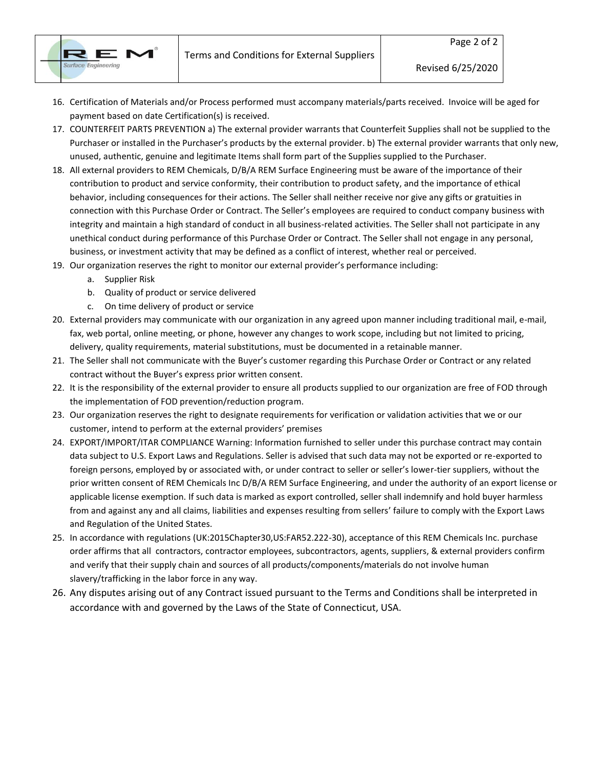16. Certification of Materials and/or Process performed must accompany materials/parts received. Invoice will be aged for payment based on date Certification(s) is received.
17. COUNTERFEIT PARTS PREVENTION a) The external provider warrants that Counterfeit Supplies shall not be supplied to the Purchaser or installed in the Purchaser's products by the external provider. b) The external provider warrants that only new, unused, authentic, genuine and legitimate Items shall form part of the Supplies supplied to the Purchaser.
18. All external providers to REM Chemicals, D/B/A REM Surface Engineering must be aware of the importance of their contribution to product and service conformity, their contribution to product safety, and the importance of ethical behavior, including consequences for their actions. The Seller shall neither receive nor give any gifts or gratuities in connection with this Purchase Order or Contract. The Seller's employees are required to conduct company business with integrity and maintain a high standard of conduct in all business-related activities. The Seller shall not participate in any unethical conduct during performance of this Purchase Order or Contract. The Seller shall not engage in any personal, business, or investment activity that may be defined as a conflict of interest, whether real or perceived.
19. Our organization reserves the right to monitor our external provider's performance including:
    a. Supplier Risk
    b. Quality of product or service delivered
    c. On time delivery of product or service
20. External providers may communicate with our organization in any agreed upon manner including traditional mail, e-mail, fax, web portal, online meeting, or phone, however any changes to work scope, including but not limited to pricing, delivery, quality requirements, material substitutions, must be documented in a retainable manner.
21. The Seller shall not communicate with the Buyer's customer regarding this Purchase Order or Contract or any related contract without the Buyer's express prior written consent.
22. It is the responsibility of the external provider to ensure all products supplied to our organization are free of FOD through the implementation of FOD prevention/reduction program.
23. Our organization reserves the right to designate requirements for verification or validation activities that we or our customer, intend to perform at the external providers' premises
24. EXPORT/IMPORT/ITAR COMPLIANCE Warning: Information furnished to seller under this purchase contract may contain data subject to U.S. Export Laws and Regulations. Seller is advised that such data may not be exported or re-exported to foreign persons, employed by or associated with, or under contract to seller or seller's lower-tier suppliers, without the prior written consent of REM Chemicals Inc D/B/A REM Surface Engineering, and under the authority of an export license or applicable license exemption. If such data is marked as export controlled, seller shall indemnify and hold buyer harmless from and against any and all claims, liabilities and expenses resulting from sellers' failure to comply with the Export Laws and Regulation of the United States.
25. In accordance with regulations (UK:2015Chapter30,US:FAR52.222-30), acceptance of this REM Chemicals Inc. purchase order affirms that all contractors, contractor employees, subcontractors, agents, suppliers, & external providers confirm and verify that their supply chain and sources of all products/components/materials do not involve human slavery/trafficking in the labor force in any way.
26. Any disputes arising out of any Contract issued pursuant to the Terms and Conditions shall be interpreted in accordance with and governed by the Laws of the State of Connecticut, USA.